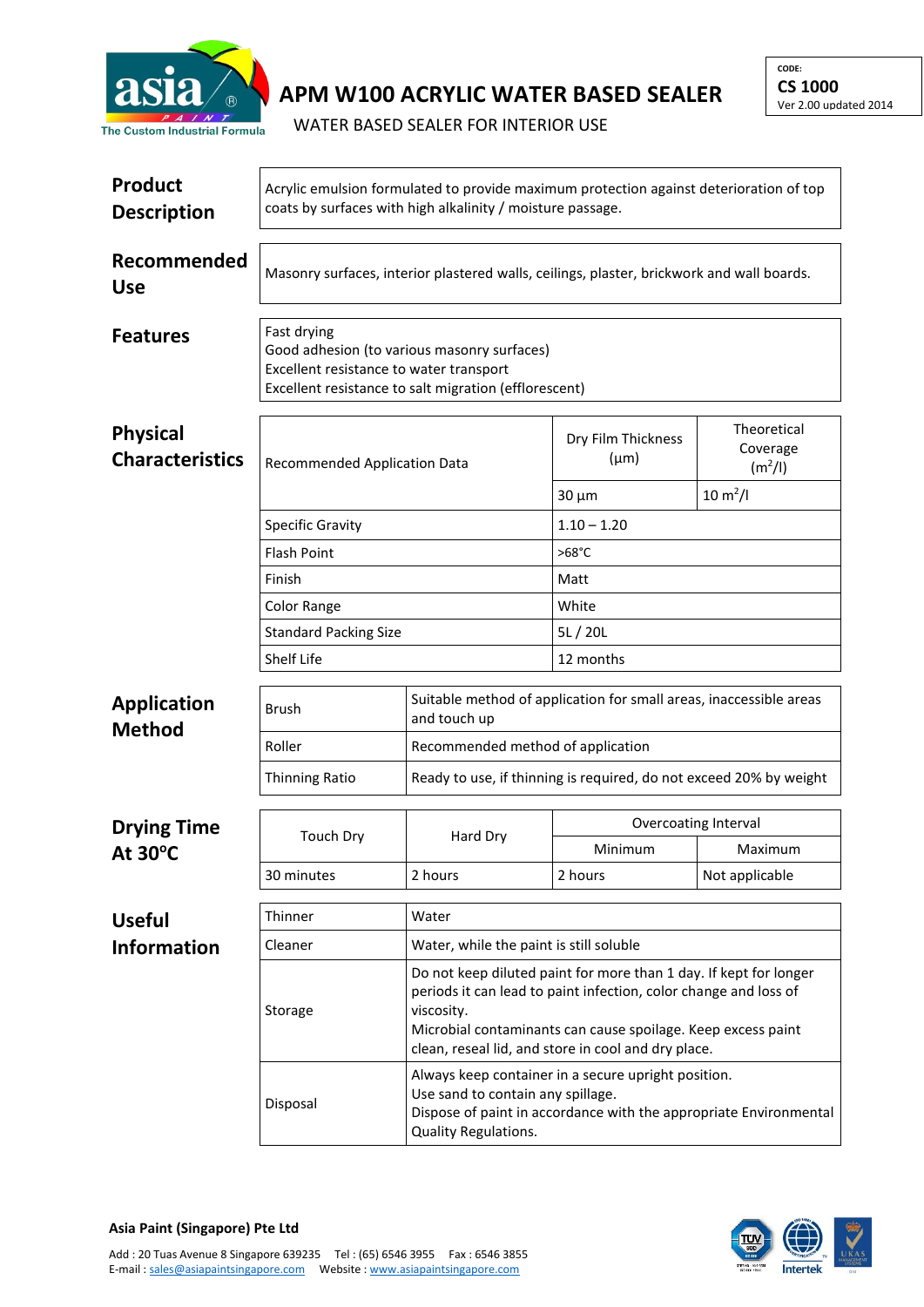asia PAINT ®
The Custom Industrial Formula

# APM W100 ACRYLIC WATER BASED SEALER

WATER BASED SEALER FOR INTERIOR USE

CODE:
**CS 1000**
Ver 2.00 updated 2014

## Product Description

Acrylic emulsion formulated to provide maximum protection against deterioration of top coats by surfaces with high alkalinity / moisture passage.

## Recommended Use

Masonry surfaces, interior plastered walls, ceilings, plaster, brickwork and wall boards.

## Features

Fast drying
Good adhesion (to various masonry surfaces)
Excellent resistance to water transport
Excellent resistance to salt migration (efflorescent)

## Physical Characteristics

| Recommended Application Data | Dry Film Thickness (µm) | Theoretical Coverage ($m^2$/l) |
|---|---|---|
| | 30 µm | 10 $m^2$/l |
| Specific Gravity | 1.10 – 1.20 | |
| Flash Point | >68°C | |
| Finish | Matt | |
| Color Range | White | |
| Standard Packing Size | 5L / 20L | |
| Shelf Life | 12 months | |

## Application Method

| | |
|---|---|
| Brush | Suitable method of application for small areas, inaccessible areas and touch up |
| Roller | Recommended method of application |
| Thinning Ratio | Ready to use, if thinning is required, do not exceed 20% by weight |

## Drying Time At 30°C

| Touch Dry | Hard Dry | Overcoating Interval | |
|---|---|---|---|
| | | Minimum | Maximum |
| 30 minutes | 2 hours | 2 hours | Not applicable |

## Useful Information

| | |
|---|---|
| Thinner | Water |
| Cleaner | Water, while the paint is still soluble |
| Storage | Do not keep diluted paint for more than 1 day. If kept for longer periods it can lead to paint infection, color change and loss of viscosity.<br>Microbial contaminants can cause spoilage. Keep excess paint clean, reseal lid, and store in cool and dry place. |
| Disposal | Always keep container in a secure upright position.<br>Use sand to contain any spillage.<br>Dispose of paint in accordance with the appropriate Environmental Quality Regulations. |

**Asia Paint (Singapore) Pte Ltd**

Add : 20 Tuas Avenue 8 Singapore 639235 Tel : (65) 6546 3955 Fax : 6546 3855
E-mail : sales@asiapaintsingapore.com Website : www.asiapaintsingapore.com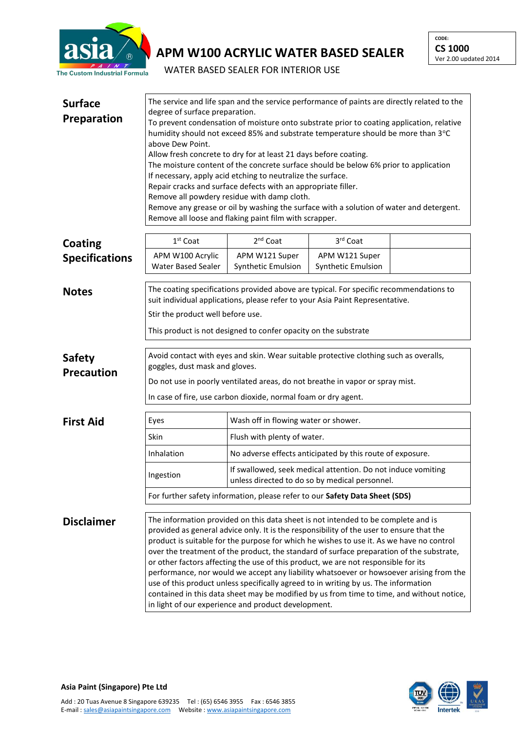# APM W100 ACRYLIC WATER BASED SEALER

WATER BASED SEALER FOR INTERIOR USE

CODE:
**CS 1000**
Ver 2.00 updated 2014

## Surface Preparation

The service and life span and the service performance of paints are directly related to the degree of surface preparation.
To prevent condensation of moisture onto substrate prior to coating application, relative humidity should not exceed 85% and substrate temperature should be more than 3°C above Dew Point.
Allow fresh concrete to dry for at least 21 days before coating.
The moisture content of the concrete surface should be below 6% prior to application
If necessary, apply acid etching to neutralize the surface.
Repair cracks and surface defects with an appropriate filler.
Remove all powdery residue with damp cloth.
Remove any grease or oil by washing the surface with a solution of water and detergent.
Remove all loose and flaking paint film with scrapper.

## Coating Specifications

| 1st Coat | 2nd Coat | 3rd Coat | |
|---|---|---|---|
| APM W100 Acrylic Water Based Sealer | APM W121 Super Synthetic Emulsion | APM W121 Super Synthetic Emulsion | |

## Notes

The coating specifications provided above are typical. For specific recommendations to suit individual applications, please refer to your Asia Paint Representative.

Stir the product well before use.

This product is not designed to confer opacity on the substrate

## Safety Precaution

Avoid contact with eyes and skin. Wear suitable protective clothing such as overalls, goggles, dust mask and gloves.

Do not use in poorly ventilated areas, do not breathe in vapor or spray mist.

In case of fire, use carbon dioxide, normal foam or dry agent.

## First Aid

| | |
|---|---|
| Eyes | Wash off in flowing water or shower. |
| Skin | Flush with plenty of water. |
| Inhalation | No adverse effects anticipated by this route of exposure. |
| Ingestion | If swallowed, seek medical attention. Do not induce vomiting unless directed to do so by medical personnel. |
| For further safety information, please refer to our **Safety Data Sheet (SDS)** | |

## Disclaimer

The information provided on this data sheet is not intended to be complete and is provided as general advice only. It is the responsibility of the user to ensure that the product is suitable for the purpose for which he wishes to use it. As we have no control over the treatment of the product, the standard of surface preparation of the substrate, or other factors affecting the use of this product, we are not responsible for its performance, nor would we accept any liability whatsoever or howsoever arising from the use of this product unless specifically agreed to in writing by us. The information contained in this data sheet may be modified by us from time to time, and without notice, in light of our experience and product development.

**Asia Paint (Singapore) Pte Ltd**

Add : 20 Tuas Avenue 8 Singapore 639235 Tel : (65) 6546 3955 Fax : 6546 3855
E-mail : sales@asiapaintsingapore.com Website : www.asiapaintsingapore.com